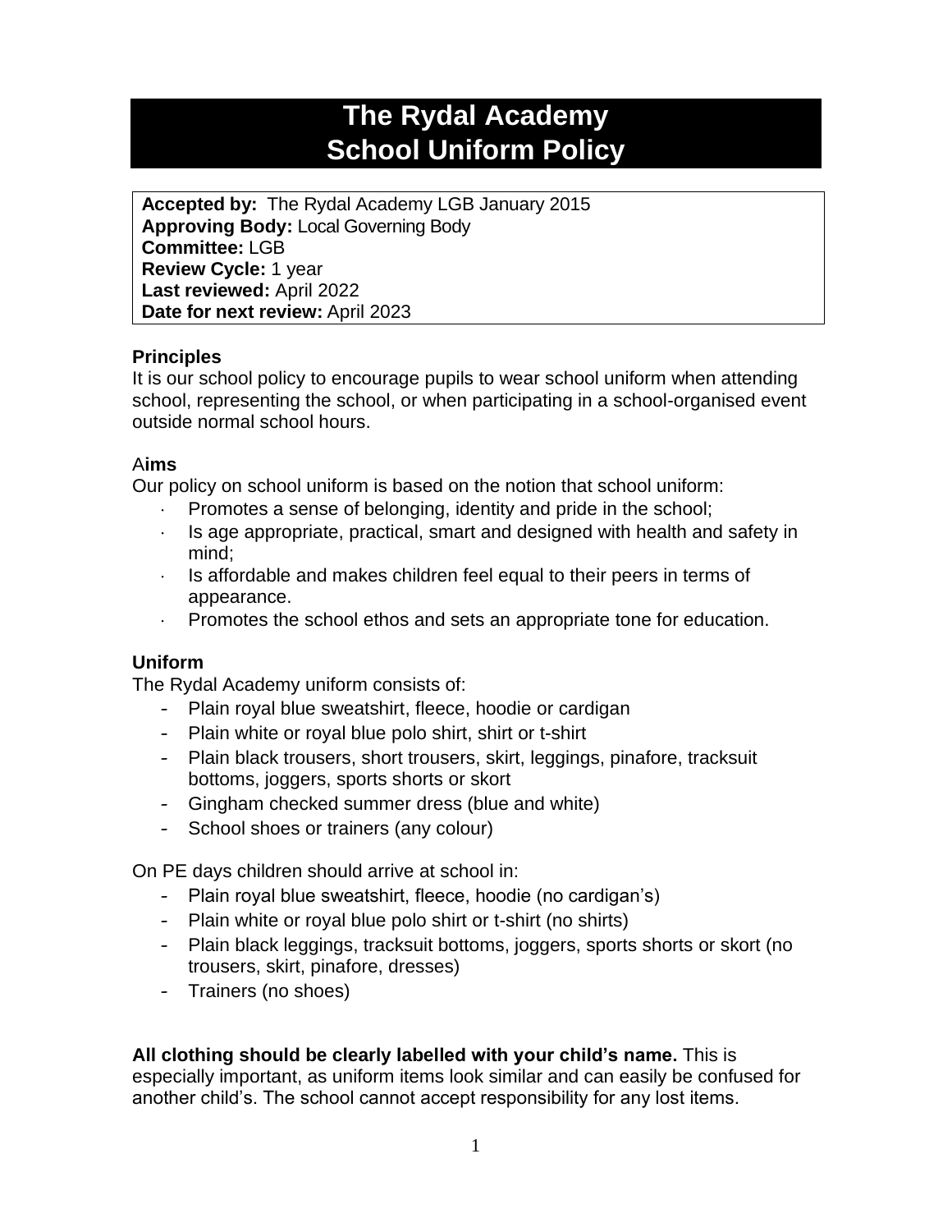# The Rydal Academy
# School Uniform Policy

**Accepted by:** The Rydal Academy LGB January 2015
**Approving Body:** Local Governing Body
**Committee:** LGB
**Review Cycle:** 1 year
**Last reviewed:** April 2022
**Date for next review:** April 2023

### Principles

It is our school policy to encourage pupils to wear school uniform when attending school, representing the school, or when participating in a school-organised event outside normal school hours.

### A**ims**

Our policy on school uniform is based on the notion that school uniform:

- Promotes a sense of belonging, identity and pride in the school;
- Is age appropriate, practical, smart and designed with health and safety in mind;
- Is affordable and makes children feel equal to their peers in terms of appearance.
- Promotes the school ethos and sets an appropriate tone for education.

### Uniform

The Rydal Academy uniform consists of:

- Plain royal blue sweatshirt, fleece, hoodie or cardigan
- Plain white or royal blue polo shirt, shirt or t-shirt
- Plain black trousers, short trousers, skirt, leggings, pinafore, tracksuit bottoms, joggers, sports shorts or skort
- Gingham checked summer dress (blue and white)
- School shoes or trainers (any colour)

On PE days children should arrive at school in:

- Plain royal blue sweatshirt, fleece, hoodie (no cardigan's)
- Plain white or royal blue polo shirt or t-shirt (no shirts)
- Plain black leggings, tracksuit bottoms, joggers, sports shorts or skort (no trousers, skirt, pinafore, dresses)
- Trainers (no shoes)

**All clothing should be clearly labelled with your child's name.** This is especially important, as uniform items look similar and can easily be confused for another child's. The school cannot accept responsibility for any lost items.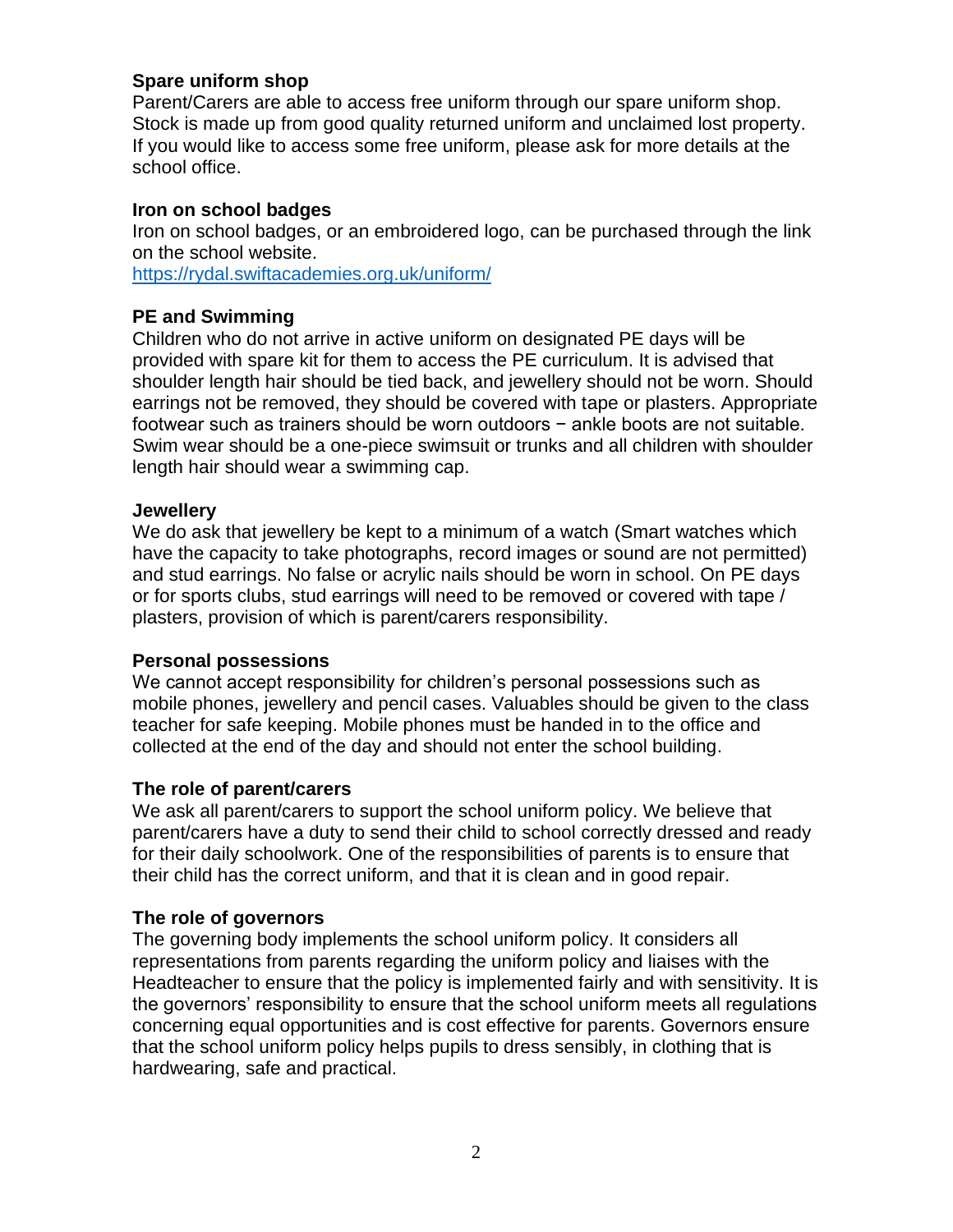**Spare uniform shop**
Parent/Carers are able to access free uniform through our spare uniform shop. Stock is made up from good quality returned uniform and unclaimed lost property. If you would like to access some free uniform, please ask for more details at the school office.

**Iron on school badges**
Iron on school badges, or an embroidered logo, can be purchased through the link on the school website.
https://rydal.swiftacademies.org.uk/uniform/

**PE and Swimming**
Children who do not arrive in active uniform on designated PE days will be provided with spare kit for them to access the PE curriculum. It is advised that shoulder length hair should be tied back, and jewellery should not be worn. Should earrings not be removed, they should be covered with tape or plasters. Appropriate footwear such as trainers should be worn outdoors − ankle boots are not suitable. Swim wear should be a one-piece swimsuit or trunks and all children with shoulder length hair should wear a swimming cap.

**Jewellery**
We do ask that jewellery be kept to a minimum of a watch (Smart watches which have the capacity to take photographs, record images or sound are not permitted) and stud earrings. No false or acrylic nails should be worn in school. On PE days or for sports clubs, stud earrings will need to be removed or covered with tape / plasters, provision of which is parent/carers responsibility.

**Personal possessions**
We cannot accept responsibility for children's personal possessions such as mobile phones, jewellery and pencil cases. Valuables should be given to the class teacher for safe keeping. Mobile phones must be handed in to the office and collected at the end of the day and should not enter the school building.

**The role of parent/carers**
We ask all parent/carers to support the school uniform policy. We believe that parent/carers have a duty to send their child to school correctly dressed and ready for their daily schoolwork. One of the responsibilities of parents is to ensure that their child has the correct uniform, and that it is clean and in good repair.

**The role of governors**
The governing body implements the school uniform policy. It considers all representations from parents regarding the uniform policy and liaises with the Headteacher to ensure that the policy is implemented fairly and with sensitivity. It is the governors' responsibility to ensure that the school uniform meets all regulations concerning equal opportunities and is cost effective for parents. Governors ensure that the school uniform policy helps pupils to dress sensibly, in clothing that is hardwearing, safe and practical.